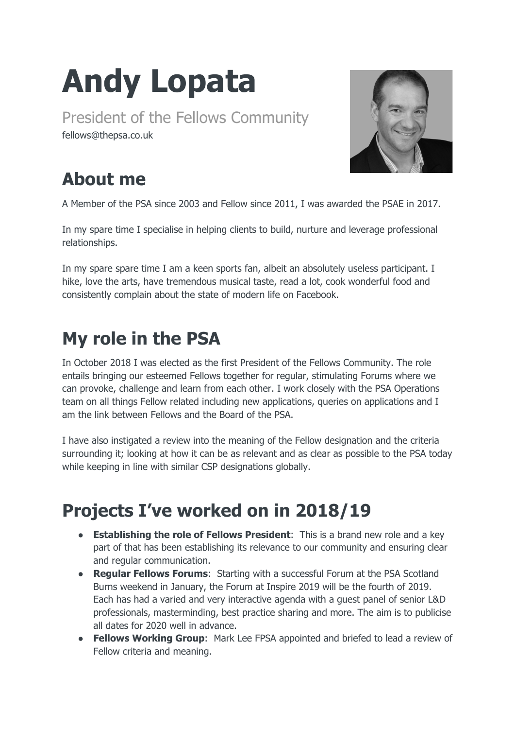# Andy Lopata

President of the Fellows Community

fellows@thepsa.co.uk

## About me

A Member of the PSA since 2003 and Fellow since 2011, I was awarded the PSAE in 2017.

In my spare time I specialise in helping clients to build, nurture and leverage professional relationships.

In my spare spare time I am a keen sports fan, albeit an absolutely useless participant. I hike, love the arts, have tremendous musical taste, read a lot, cook wonderful food and consistently complain about the state of modern life on Facebook.

## My role in the PSA

In October 2018 I was elected as the first President of the Fellows Community. The role entails bringing our esteemed Fellows together for regular, stimulating Forums where we can provoke, challenge and learn from each other. I work closely with the PSA Operations team on all things Fellow related including new applications, queries on applications and I am the link between Fellows and the Board of the PSA.

I have also instigated a review into the meaning of the Fellow designation and the criteria surrounding it; looking at how it can be as relevant and as clear as possible to the PSA today while keeping in line with similar CSP designations globally.

## Projects I've worked on in 2018/19

- **Establishing the role of Fellows President**: This is a brand new role and a key part of that has been establishing its relevance to our community and ensuring clear and regular communication.
- **Regular Fellows Forums**: Starting with a successful Forum at the PSA Scotland Burns weekend in January, the Forum at Inspire 2019 will be the fourth of 2019. Each has had a varied and very interactive agenda with a guest panel of senior L&D professionals, masterminding, best practice sharing and more. The aim is to publicise all dates for 2020 well in advance.
- **Fellows Working Group**: Mark Lee FPSA appointed and briefed to lead a review of Fellow criteria and meaning.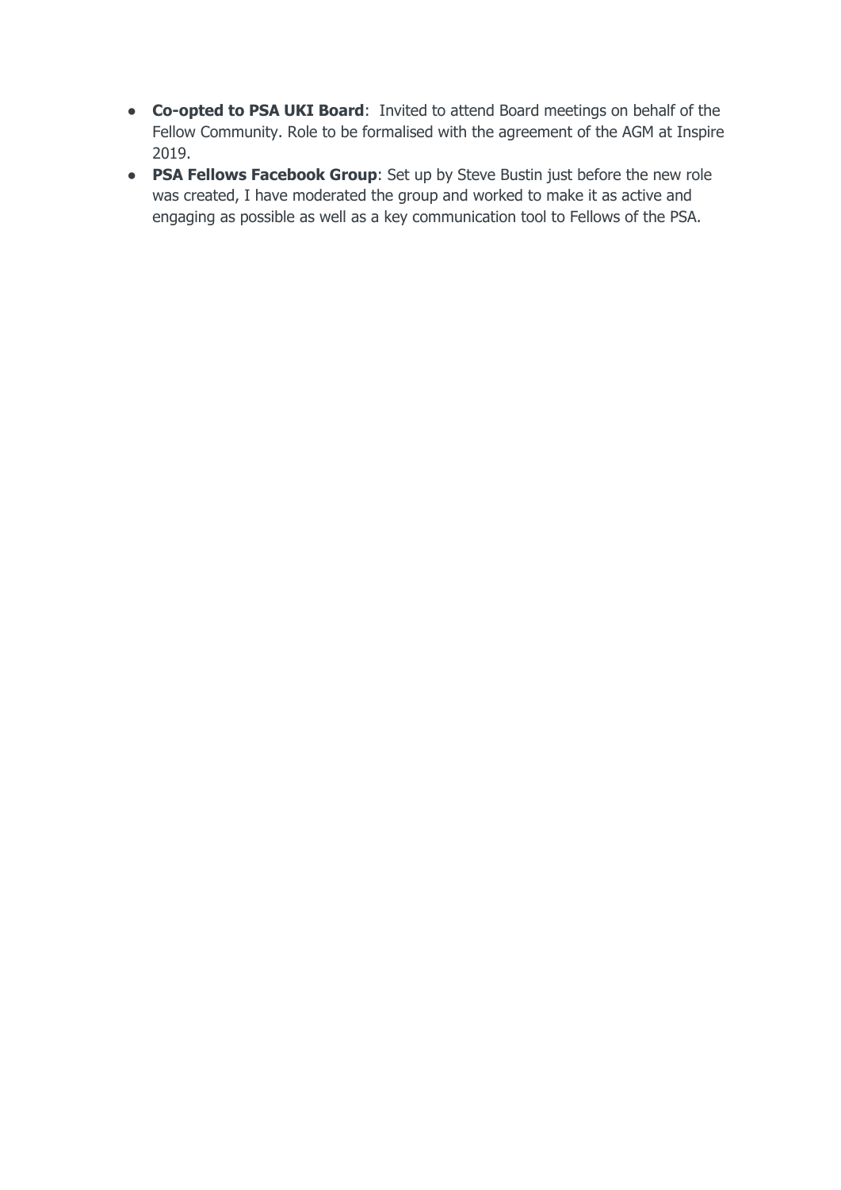- **Co-opted to PSA UKI Board**: Invited to attend Board meetings on behalf of the Fellow Community. Role to be formalised with the agreement of the AGM at Inspire 2019.
- **PSA Fellows Facebook Group**: Set up by Steve Bustin just before the new role was created, I have moderated the group and worked to make it as active and engaging as possible as well as a key communication tool to Fellows of the PSA.